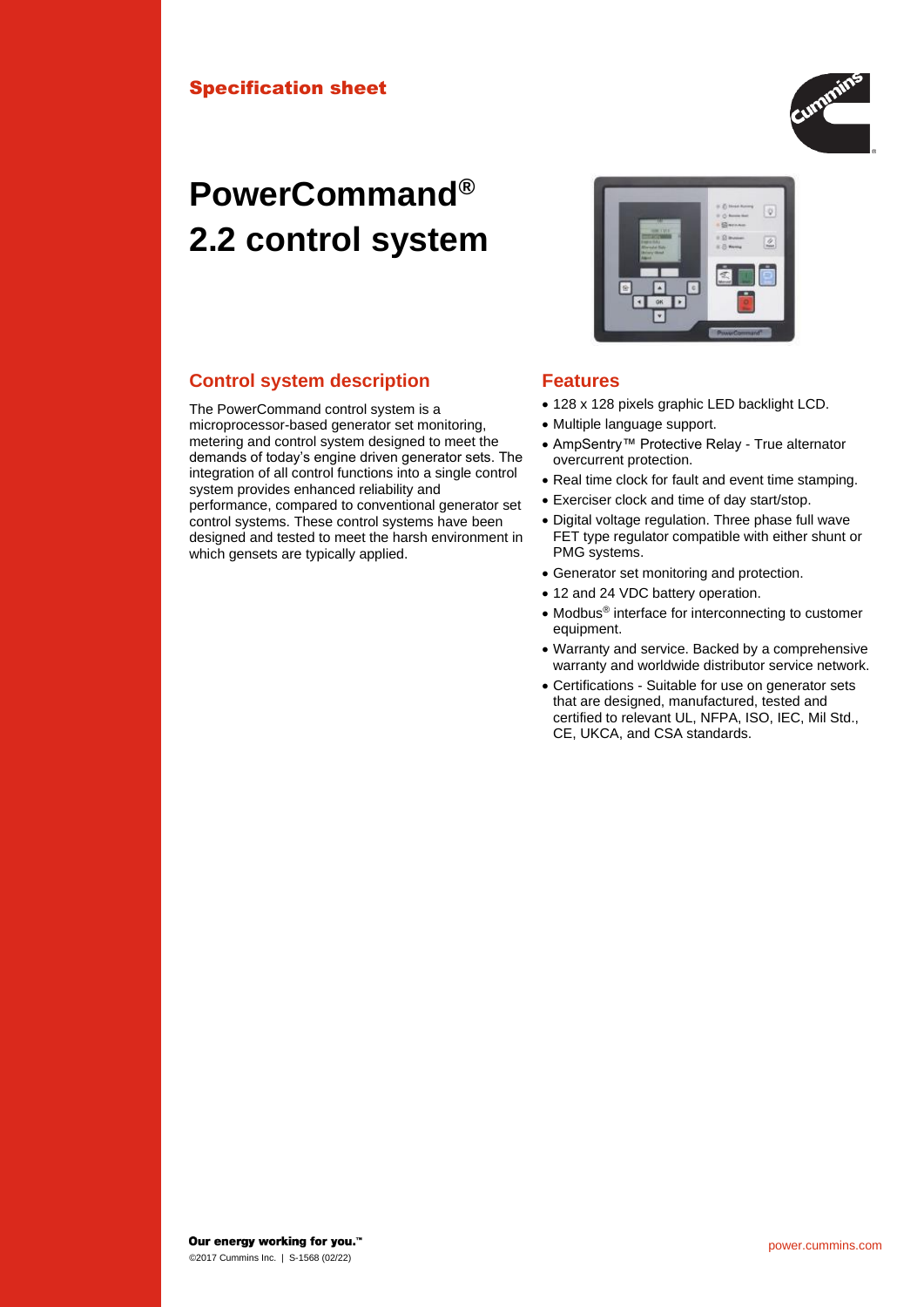Specification sheet

# PowerCommand® 2.2 control system

## Control system description

The PowerCommand control system is a microprocessor-based generator set monitoring, metering and control system designed to meet the demands of today's engine driven generator sets. The integration of all control functions into a single control system provides enhanced reliability and performance, compared to conventional generator set control systems. These control systems have been designed and tested to meet the harsh environment in which gensets are typically applied.

## Features

- 128 x 128 pixels graphic LED backlight LCD.
- Multiple language support.
- AmpSentry™ Protective Relay - True alternator overcurrent protection.
- Real time clock for fault and event time stamping.
- Exerciser clock and time of day start/stop.
- Digital voltage regulation. Three phase full wave FET type regulator compatible with either shunt or PMG systems.
- Generator set monitoring and protection.
- 12 and 24 VDC battery operation.
- Modbus® interface for interconnecting to customer equipment.
- Warranty and service. Backed by a comprehensive warranty and worldwide distributor service network.
- Certifications - Suitable for use on generator sets that are designed, manufactured, tested and certified to relevant UL, NFPA, ISO, IEC, Mil Std., CE, UKCA, and CSA standards.

**Our energy working for you.**™

©2017 Cummins Inc. | S-1568 (02/22)

power.cummins.com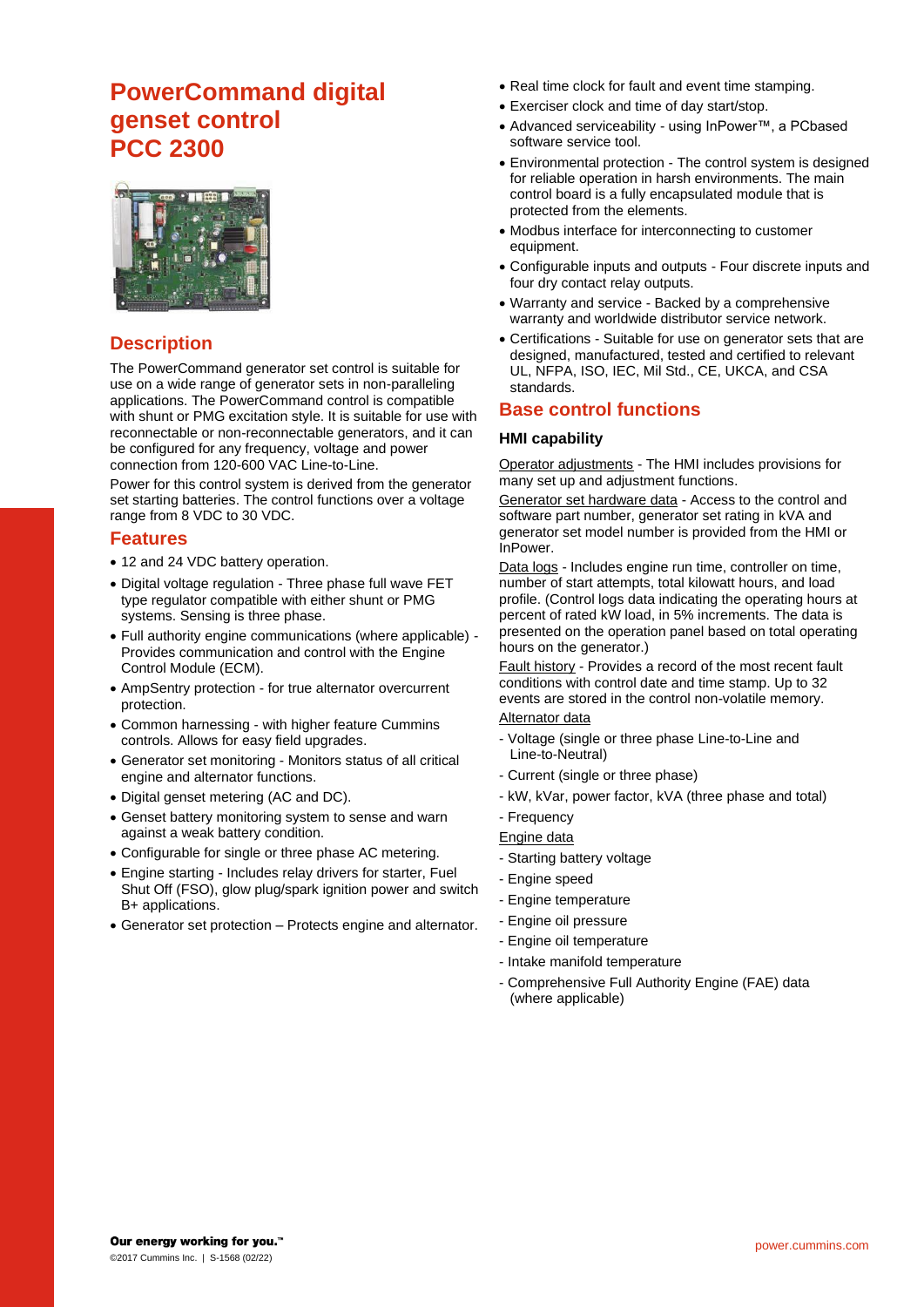# PowerCommand digital genset control PCC 2300

## Description

The PowerCommand generator set control is suitable for use on a wide range of generator sets in non-paralleling applications. The PowerCommand control is compatible with shunt or PMG excitation style. It is suitable for use with reconnectable or non-reconnectable generators, and it can be configured for any frequency, voltage and power connection from 120-600 VAC Line-to-Line.

Power for this control system is derived from the generator set starting batteries. The control functions over a voltage range from 8 VDC to 30 VDC.

## Features

- 12 and 24 VDC battery operation.
- Digital voltage regulation - Three phase full wave FET type regulator compatible with either shunt or PMG systems. Sensing is three phase.
- Full authority engine communications (where applicable) - Provides communication and control with the Engine Control Module (ECM).
- AmpSentry protection - for true alternator overcurrent protection.
- Common harnessing - with higher feature Cummins controls. Allows for easy field upgrades.
- Generator set monitoring - Monitors status of all critical engine and alternator functions.
- Digital genset metering (AC and DC).
- Genset battery monitoring system to sense and warn against a weak battery condition.
- Configurable for single or three phase AC metering.
- Engine starting - Includes relay drivers for starter, Fuel Shut Off (FSO), glow plug/spark ignition power and switch B+ applications.
- Generator set protection – Protects engine and alternator.
- Real time clock for fault and event time stamping.
- Exerciser clock and time of day start/stop.
- Advanced serviceability - using InPower™, a PCbased software service tool.
- Environmental protection - The control system is designed for reliable operation in harsh environments. The main control board is a fully encapsulated module that is protected from the elements.
- Modbus interface for interconnecting to customer equipment.
- Configurable inputs and outputs - Four discrete inputs and four dry contact relay outputs.
- Warranty and service - Backed by a comprehensive warranty and worldwide distributor service network.
- Certifications - Suitable for use on generator sets that are designed, manufactured, tested and certified to relevant UL, NFPA, ISO, IEC, Mil Std., CE, UKCA, and CSA standards.

## Base control functions

### HMI capability

Operator adjustments - The HMI includes provisions for many set up and adjustment functions.

Generator set hardware data - Access to the control and software part number, generator set rating in kVA and generator set model number is provided from the HMI or InPower.

Data logs - Includes engine run time, controller on time, number of start attempts, total kilowatt hours, and load profile. (Control logs data indicating the operating hours at percent of rated kW load, in 5% increments. The data is presented on the operation panel based on total operating hours on the generator.)

Fault history - Provides a record of the most recent fault conditions with control date and time stamp. Up to 32 events are stored in the control non-volatile memory.

Alternator data

- Voltage (single or three phase Line-to-Line and Line-to-Neutral)
- Current (single or three phase)
- kW, kVar, power factor, kVA (three phase and total)
- Frequency

Engine data

- Starting battery voltage
- Engine speed
- Engine temperature
- Engine oil pressure
- Engine oil temperature
- Intake manifold temperature
- Comprehensive Full Authority Engine (FAE) data (where applicable)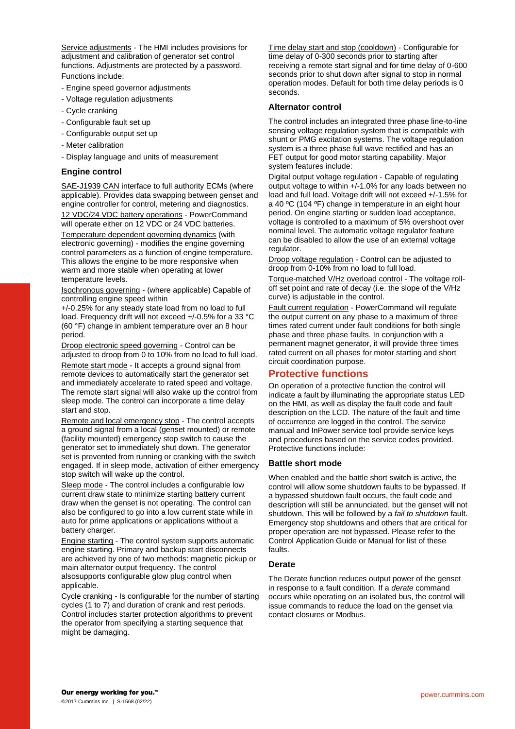Service adjustments - The HMI includes provisions for adjustment and calibration of generator set control functions. Adjustments are protected by a password. Functions include:

- Engine speed governor adjustments
- Voltage regulation adjustments
- Cycle cranking
- Configurable fault set up
- Configurable output set up
- Meter calibration
- Display language and units of measurement

### Engine control

SAE-J1939 CAN interface to full authority ECMs (where applicable). Provides data swapping between genset and engine controller for control, metering and diagnostics.

12 VDC/24 VDC battery operations - PowerCommand will operate either on 12 VDC or 24 VDC batteries.

Temperature dependent governing dynamics (with electronic governing) - modifies the engine governing control parameters as a function of engine temperature. This allows the engine to be more responsive when warm and more stable when operating at lower temperature levels.

Isochronous governing - (where applicable) Capable of controlling engine speed within +/-0.25% for any steady state load from no load to full load. Frequency drift will not exceed +/-0.5% for a 33 °C (60 °F) change in ambient temperature over an 8 hour period.

Droop electronic speed governing - Control can be adjusted to droop from 0 to 10% from no load to full load.

Remote start mode - It accepts a ground signal from remote devices to automatically start the generator set and immediately accelerate to rated speed and voltage. The remote start signal will also wake up the control from sleep mode. The control can incorporate a time delay start and stop.

Remote and local emergency stop - The control accepts a ground signal from a local (genset mounted) or remote (facility mounted) emergency stop switch to cause the generator set to immediately shut down. The generator set is prevented from running or cranking with the switch engaged. If in sleep mode, activation of either emergency stop switch will wake up the control.

Sleep mode - The control includes a configurable low current draw state to minimize starting battery current draw when the genset is not operating. The control can also be configured to go into a low current state while in auto for prime applications or applications without a battery charger.

Engine starting - The control system supports automatic engine starting. Primary and backup start disconnects are achieved by one of two methods: magnetic pickup or main alternator output frequency. The control alsosupports configurable glow plug control when applicable.

Cycle cranking - Is configurable for the number of starting cycles (1 to 7) and duration of crank and rest periods. Control includes starter protection algorithms to prevent the operator from specifying a starting sequence that might be damaging.

Time delay start and stop (cooldown) - Configurable for time delay of 0-300 seconds prior to starting after receiving a remote start signal and for time delay of 0-600 seconds prior to shut down after signal to stop in normal operation modes. Default for both time delay periods is 0 seconds.

### Alternator control

The control includes an integrated three phase line-to-line sensing voltage regulation system that is compatible with shunt or PMG excitation systems. The voltage regulation system is a three phase full wave rectified and has an FET output for good motor starting capability. Major system features include:

Digital output voltage regulation - Capable of regulating output voltage to within +/-1.0% for any loads between no load and full load. Voltage drift will not exceed +/-1.5% for a 40 ºC (104 ºF) change in temperature in an eight hour period. On engine starting or sudden load acceptance, voltage is controlled to a maximum of 5% overshoot over nominal level. The automatic voltage regulator feature can be disabled to allow the use of an external voltage regulator.

Droop voltage regulation - Control can be adjusted to droop from 0-10% from no load to full load.

Torque-matched V/Hz overload control - The voltage roll-off set point and rate of decay (i.e. the slope of the V/Hz curve) is adjustable in the control.

Fault current regulation - PowerCommand will regulate the output current on any phase to a maximum of three times rated current under fault conditions for both single phase and three phase faults. In conjunction with a permanent magnet generator, it will provide three times rated current on all phases for motor starting and short circuit coordination purpose.

## Protective functions

On operation of a protective function the control will indicate a fault by illuminating the appropriate status LED on the HMI, as well as display the fault code and fault description on the LCD. The nature of the fault and time of occurrence are logged in the control. The service manual and InPower service tool provide service keys and procedures based on the service codes provided. Protective functions include:

### Battle short mode

When enabled and the battle short switch is active, the control will allow some shutdown faults to be bypassed. If a bypassed shutdown fault occurs, the fault code and description will still be annunciated, but the genset will not shutdown. This will be followed by a *fail to shutdown* fault. Emergency stop shutdowns and others that are critical for proper operation are not bypassed. Please refer to the Control Application Guide or Manual for list of these faults.

### Derate

The Derate function reduces output power of the genset in response to a fault condition. If a *derate* command occurs while operating on an isolated bus, the control will issue commands to reduce the load on the genset via contact closures or Modbus.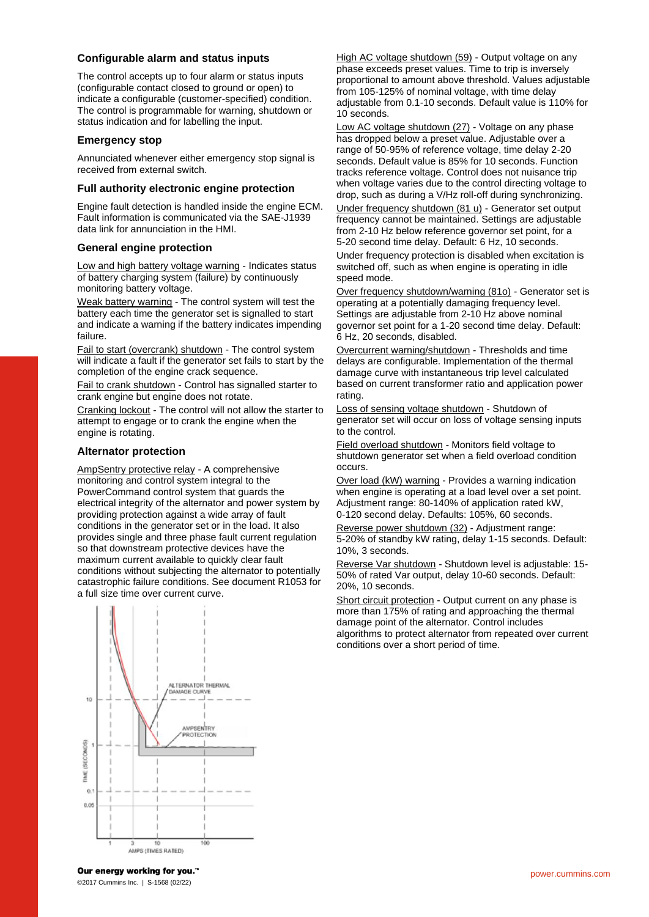### Configurable alarm and status inputs

The control accepts up to four alarm or status inputs (configurable contact closed to ground or open) to indicate a configurable (customer-specified) condition. The control is programmable for warning, shutdown or status indication and for labelling the input.

### Emergency stop

Annunciated whenever either emergency stop signal is received from external switch.

### Full authority electronic engine protection

Engine fault detection is handled inside the engine ECM. Fault information is communicated via the SAE-J1939 data link for annunciation in the HMI.

### General engine protection

Low and high battery voltage warning - Indicates status of battery charging system (failure) by continuously monitoring battery voltage.

Weak battery warning - The control system will test the battery each time the generator set is signalled to start and indicate a warning if the battery indicates impending failure.

Fail to start (overcrank) shutdown - The control system will indicate a fault if the generator set fails to start by the completion of the engine crack sequence.

Fail to crank shutdown - Control has signalled starter to crank engine but engine does not rotate.

Cranking lockout - The control will not allow the starter to attempt to engage or to crank the engine when the engine is rotating.

### Alternator protection

AmpSentry protective relay - A comprehensive monitoring and control system integral to the PowerCommand control system that guards the electrical integrity of the alternator and power system by providing protection against a wide array of fault conditions in the generator set or in the load. It also provides single and three phase fault current regulation so that downstream protective devices have the maximum current available to quickly clear fault conditions without subjecting the alternator to potentially catastrophic failure conditions. See document R1053 for a full size time over current curve.

High AC voltage shutdown (59) - Output voltage on any phase exceeds preset values. Time to trip is inversely proportional to amount above threshold. Values adjustable from 105-125% of nominal voltage, with time delay adjustable from 0.1-10 seconds. Default value is 110% for 10 seconds.

Low AC voltage shutdown (27) - Voltage on any phase has dropped below a preset value. Adjustable over a range of 50-95% of reference voltage, time delay 2-20 seconds. Default value is 85% for 10 seconds. Function tracks reference voltage. Control does not nuisance trip when voltage varies due to the control directing voltage to drop, such as during a V/Hz roll-off during synchronizing.

Under frequency shutdown (81 u) - Generator set output frequency cannot be maintained. Settings are adjustable from 2-10 Hz below reference governor set point, for a 5-20 second time delay. Default: 6 Hz, 10 seconds.

Under frequency protection is disabled when excitation is switched off, such as when engine is operating in idle speed mode.

Over frequency shutdown/warning (81o) - Generator set is operating at a potentially damaging frequency level. Settings are adjustable from 2-10 Hz above nominal governor set point for a 1-20 second time delay. Default: 6 Hz, 20 seconds, disabled.

Overcurrent warning/shutdown - Thresholds and time delays are configurable. Implementation of the thermal damage curve with instantaneous trip level calculated based on current transformer ratio and application power rating.

Loss of sensing voltage shutdown - Shutdown of generator set will occur on loss of voltage sensing inputs to the control.

Field overload shutdown - Monitors field voltage to shutdown generator set when a field overload condition occurs.

Over load (kW) warning - Provides a warning indication when engine is operating at a load level over a set point. Adjustment range: 80-140% of application rated kW, 0-120 second delay. Defaults: 105%, 60 seconds.

Reverse power shutdown (32) - Adjustment range: 5-20% of standby kW rating, delay 1-15 seconds. Default: 10%, 3 seconds.

Reverse Var shutdown - Shutdown level is adjustable: 15-50% of rated Var output, delay 10-60 seconds. Default: 20%, 10 seconds.

Short circuit protection - Output current on any phase is more than 175% of rating and approaching the thermal damage point of the alternator. Control includes algorithms to protect alternator from repeated over current conditions over a short period of time.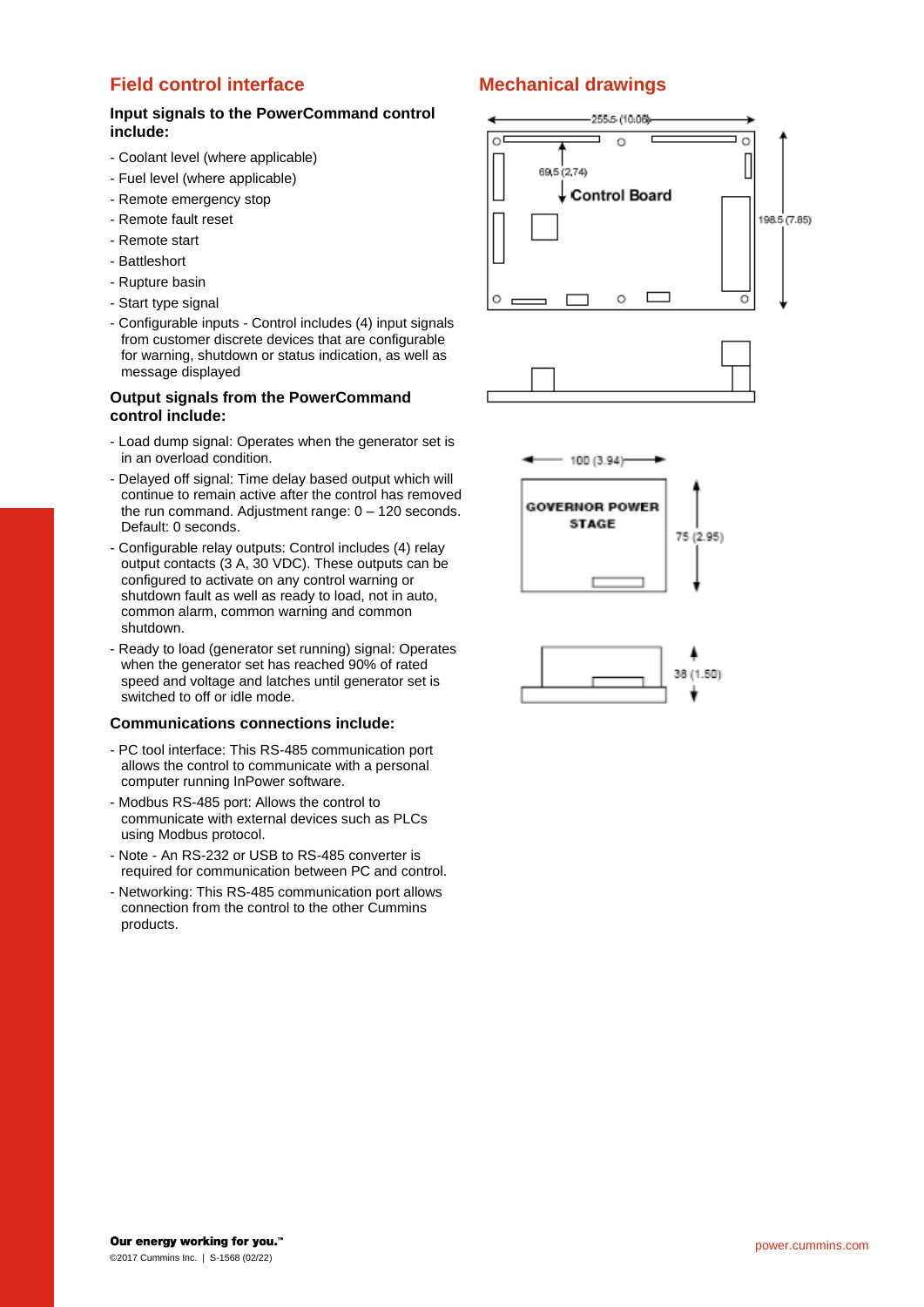## Field control interface

### Input signals to the PowerCommand control include:

- Coolant level (where applicable)
- Fuel level (where applicable)
- Remote emergency stop
- Remote fault reset
- Remote start
- Battleshort
- Rupture basin
- Start type signal
- Configurable inputs - Control includes (4) input signals from customer discrete devices that are configurable for warning, shutdown or status indication, as well as message displayed

### Output signals from the PowerCommand control include:

- Load dump signal: Operates when the generator set is in an overload condition.
- Delayed off signal: Time delay based output which will continue to remain active after the control has removed the run command. Adjustment range: 0 – 120 seconds. Default: 0 seconds.
- Configurable relay outputs: Control includes (4) relay output contacts (3 A, 30 VDC). These outputs can be configured to activate on any control warning or shutdown fault as well as ready to load, not in auto, common alarm, common warning and common shutdown.
- Ready to load (generator set running) signal: Operates when the generator set has reached 90% of rated speed and voltage and latches until generator set is switched to off or idle mode.

### Communications connections include:

- PC tool interface: This RS-485 communication port allows the control to communicate with a personal computer running InPower software.
- Modbus RS-485 port: Allows the control to communicate with external devices such as PLCs using Modbus protocol.
- Note - An RS-232 or USB to RS-485 converter is required for communication between PC and control.
- Networking: This RS-485 communication port allows connection from the control to the other Cummins products.

## Mechanical drawings

255.5 (10.06)

69.5 (2.74)

Control Board

198.5 (7.85)

100 (3.94)

GOVERNOR POWER STAGE

75 (2.95)

38 (1.50)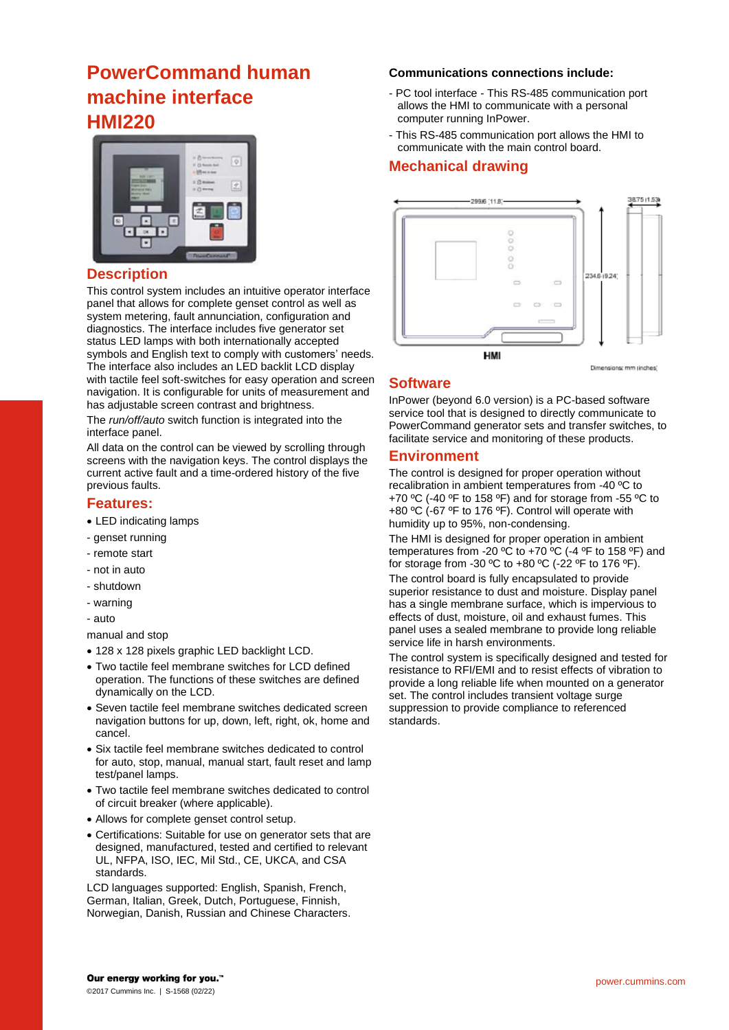# PowerCommand human machine interface HMI220

## Description

This control system includes an intuitive operator interface panel that allows for complete genset control as well as system metering, fault annunciation, configuration and diagnostics. The interface includes five generator set status LED lamps with both internationally accepted symbols and English text to comply with customers' needs. The interface also includes an LED backlit LCD display with tactile feel soft-switches for easy operation and screen navigation. It is configurable for units of measurement and has adjustable screen contrast and brightness.

The *run/off/auto* switch function is integrated into the interface panel.

All data on the control can be viewed by scrolling through screens with the navigation keys. The control displays the current active fault and a time-ordered history of the five previous faults.

## Features:

- LED indicating lamps

- genset running
- remote start
- not in auto
- shutdown
- warning
- auto

manual and stop

- 128 x 128 pixels graphic LED backlight LCD.
- Two tactile feel membrane switches for LCD defined operation. The functions of these switches are defined dynamically on the LCD.
- Seven tactile feel membrane switches dedicated screen navigation buttons for up, down, left, right, ok, home and cancel.
- Six tactile feel membrane switches dedicated to control for auto, stop, manual, manual start, fault reset and lamp test/panel lamps.
- Two tactile feel membrane switches dedicated to control of circuit breaker (where applicable).
- Allows for complete genset control setup.
- Certifications: Suitable for use on generator sets that are designed, manufactured, tested and certified to relevant UL, NFPA, ISO, IEC, Mil Std., CE, UKCA, and CSA standards.

LCD languages supported: English, Spanish, French, German, Italian, Greek, Dutch, Portuguese, Finnish, Norwegian, Danish, Russian and Chinese Characters.

### Communications connections include:

- PC tool interface - This RS-485 communication port allows the HMI to communicate with a personal computer running InPower.
- This RS-485 communication port allows the HMI to communicate with the main control board.

## Mechanical drawing

299.6 [11.8]

234.6 [9.24]

38.75 [1.53]

HMI

Dimensions: mm [inches]

## Software

InPower (beyond 6.0 version) is a PC-based software service tool that is designed to directly communicate to PowerCommand generator sets and transfer switches, to facilitate service and monitoring of these products.

## Environment

The control is designed for proper operation without recalibration in ambient temperatures from -40 ºC to +70 ºC (-40 ºF to 158 ºF) and for storage from -55 ºC to +80 ºC (-67 ºF to 176 ºF). Control will operate with humidity up to 95%, non-condensing.

The HMI is designed for proper operation in ambient temperatures from -20 ºC to +70 ºC (-4 ºF to 158 ºF) and for storage from -30 ºC to +80 ºC (-22 ºF to 176 ºF).

The control board is fully encapsulated to provide superior resistance to dust and moisture. Display panel has a single membrane surface, which is impervious to effects of dust, moisture, oil and exhaust fumes. This panel uses a sealed membrane to provide long reliable service life in harsh environments.

The control system is specifically designed and tested for resistance to RFI/EMI and to resist effects of vibration to provide a long reliable life when mounted on a generator set. The control includes transient voltage surge suppression to provide compliance to referenced standards.

**Our energy working for you.™**

©2017 Cummins Inc. | S-1568 (02/22)

power.cummins.com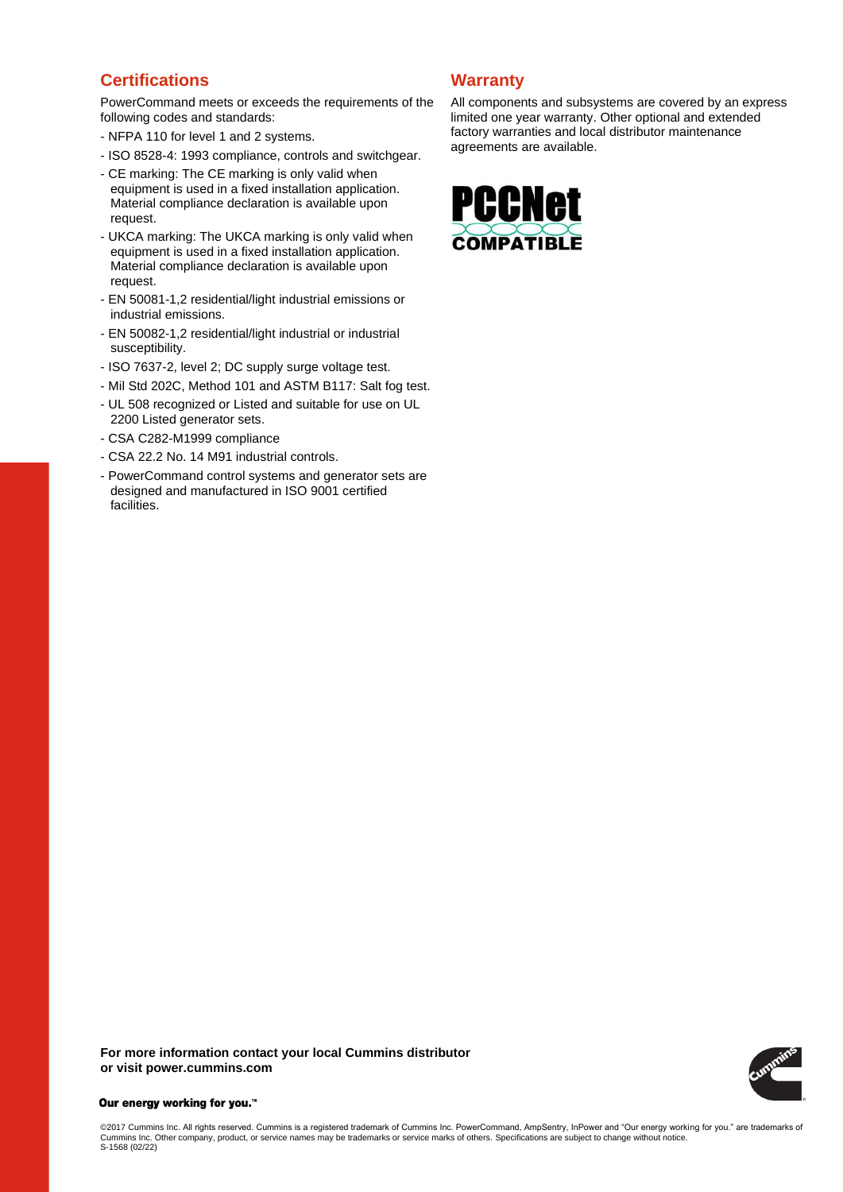## Certifications

PowerCommand meets or exceeds the requirements of the following codes and standards:

- NFPA 110 for level 1 and 2 systems.
- ISO 8528-4: 1993 compliance, controls and switchgear.
- CE marking: The CE marking is only valid when equipment is used in a fixed installation application. Material compliance declaration is available upon request.
- UKCA marking: The UKCA marking is only valid when equipment is used in a fixed installation application. Material compliance declaration is available upon request.
- EN 50081-1,2 residential/light industrial emissions or industrial emissions.
- EN 50082-1,2 residential/light industrial or industrial susceptibility.
- ISO 7637-2, level 2; DC supply surge voltage test.
- Mil Std 202C, Method 101 and ASTM B117: Salt fog test.
- UL 508 recognized or Listed and suitable for use on UL 2200 Listed generator sets.
- CSA C282-M1999 compliance
- CSA 22.2 No. 14 M91 industrial controls.
- PowerCommand control systems and generator sets are designed and manufactured in ISO 9001 certified facilities.

## Warranty

All components and subsystems are covered by an express limited one year warranty. Other optional and extended factory warranties and local distributor maintenance agreements are available.

PCCNet COMPATIBLE

**For more information contact your local Cummins distributor or visit power.cummins.com**

**Our energy working for you.™**

©2017 Cummins Inc. All rights reserved. Cummins is a registered trademark of Cummins Inc. PowerCommand, AmpSentry, InPower and "Our energy working for you." are trademarks of Cummins Inc. Other company, product, or service names may be trademarks or service marks of others. Specifications are subject to change without notice.
S-1568 (02/22)